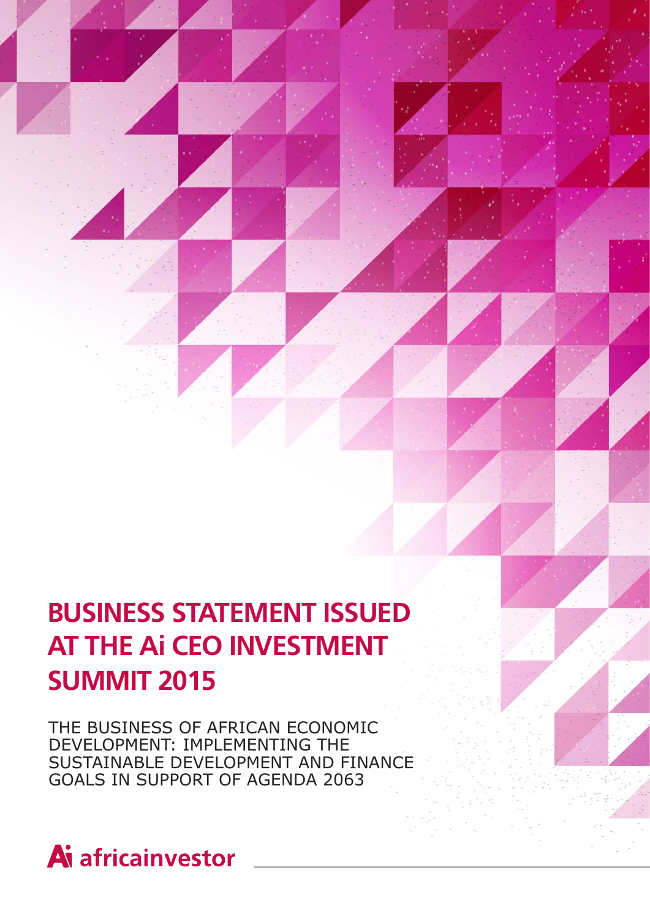# BUSINESS STATEMENT ISSUED AT THE Ai CEO INVESTMENT SUMMIT 2015

THE BUSINESS OF AFRICAN ECONOMIC DEVELOPMENT: IMPLEMENTING THE SUSTAINABLE DEVELOPMENT AND FINANCE GOALS IN SUPPORT OF AGENDA 2063

Ai africainvestor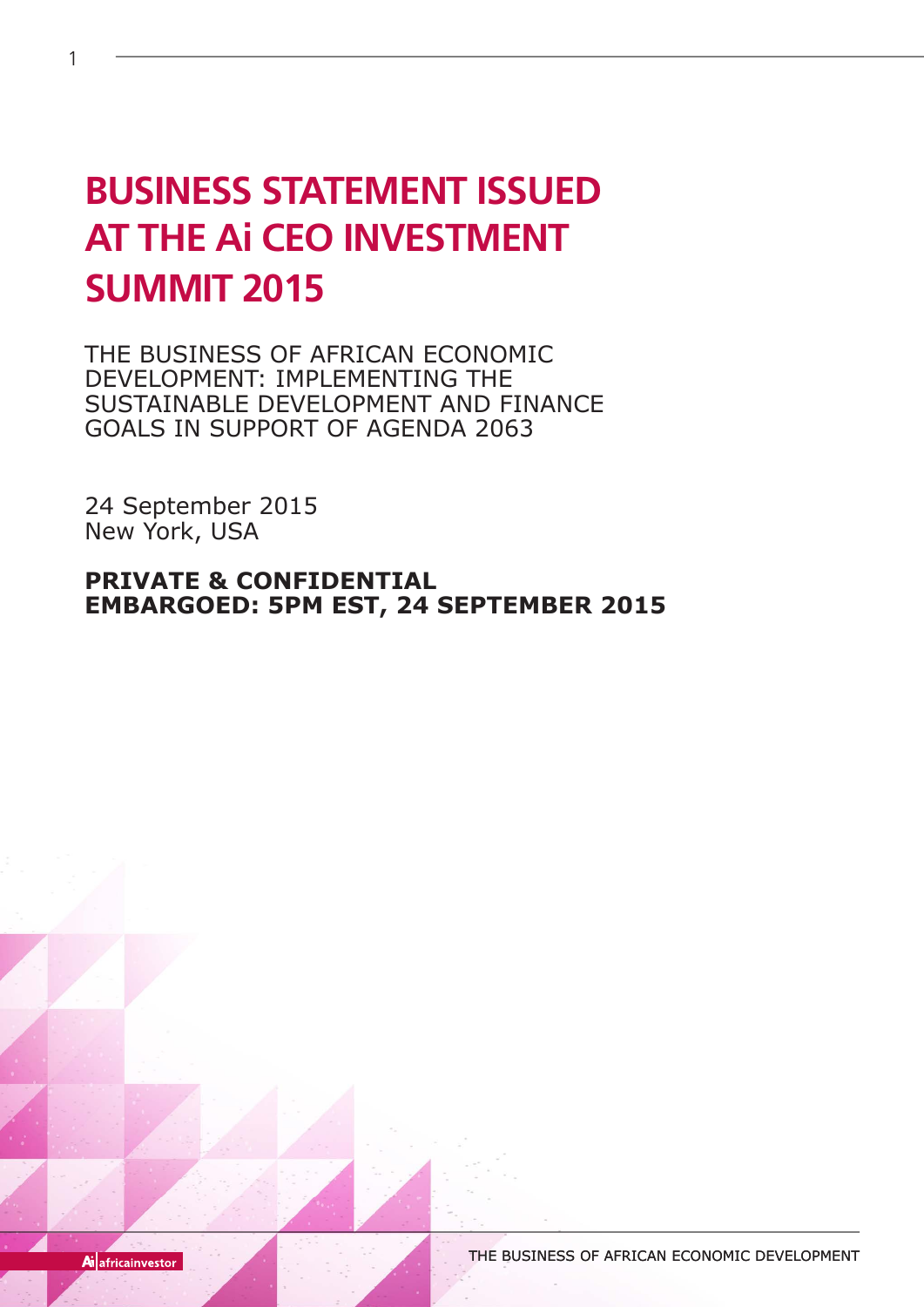# BUSINESS STATEMENT ISSUED AT THE Ai CEO INVESTMENT SUMMIT 2015

THE BUSINESS OF AFRICAN ECONOMIC DEVELOPMENT: IMPLEMENTING THE SUSTAINABLE DEVELOPMENT AND FINANCE GOALS IN SUPPORT OF AGENDA 2063

24 September 2015
New York, USA

**PRIVATE & CONFIDENTIAL**
**EMBARGOED: 5PM EST, 24 SEPTEMBER 2015**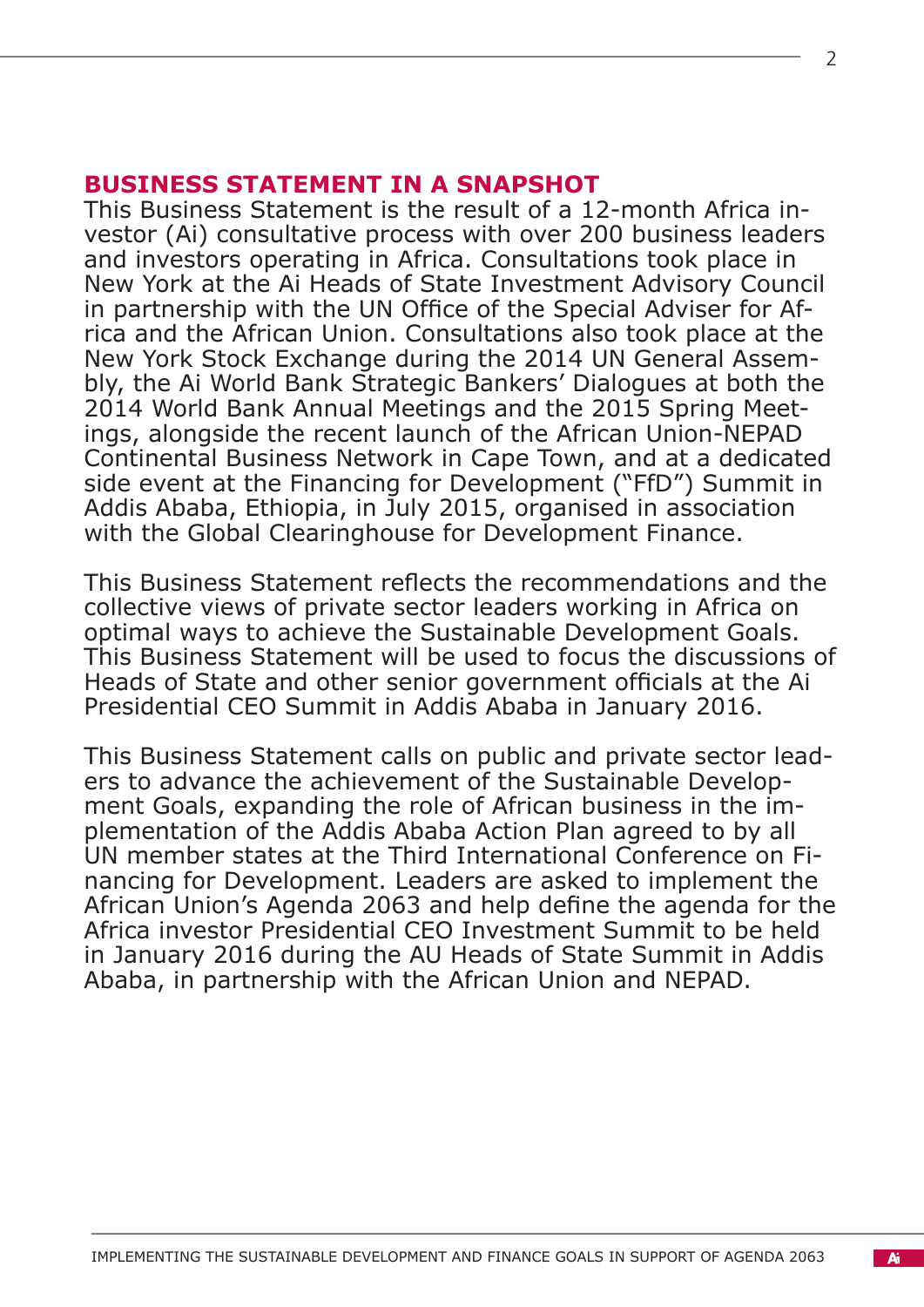## BUSINESS STATEMENT IN A SNAPSHOT

This Business Statement is the result of a 12-month Africa investor (Ai) consultative process with over 200 business leaders and investors operating in Africa. Consultations took place in New York at the Ai Heads of State Investment Advisory Council in partnership with the UN Office of the Special Adviser for Africa and the African Union. Consultations also took place at the New York Stock Exchange during the 2014 UN General Assembly, the Ai World Bank Strategic Bankers' Dialogues at both the 2014 World Bank Annual Meetings and the 2015 Spring Meetings, alongside the recent launch of the African Union-NEPAD Continental Business Network in Cape Town, and at a dedicated side event at the Financing for Development ("FfD") Summit in Addis Ababa, Ethiopia, in July 2015, organised in association with the Global Clearinghouse for Development Finance.

This Business Statement reflects the recommendations and the collective views of private sector leaders working in Africa on optimal ways to achieve the Sustainable Development Goals. This Business Statement will be used to focus the discussions of Heads of State and other senior government officials at the Ai Presidential CEO Summit in Addis Ababa in January 2016.

This Business Statement calls on public and private sector leaders to advance the achievement of the Sustainable Development Goals, expanding the role of African business in the implementation of the Addis Ababa Action Plan agreed to by all UN member states at the Third International Conference on Financing for Development. Leaders are asked to implement the African Union's Agenda 2063 and help define the agenda for the Africa investor Presidential CEO Investment Summit to be held in January 2016 during the AU Heads of State Summit in Addis Ababa, in partnership with the African Union and NEPAD.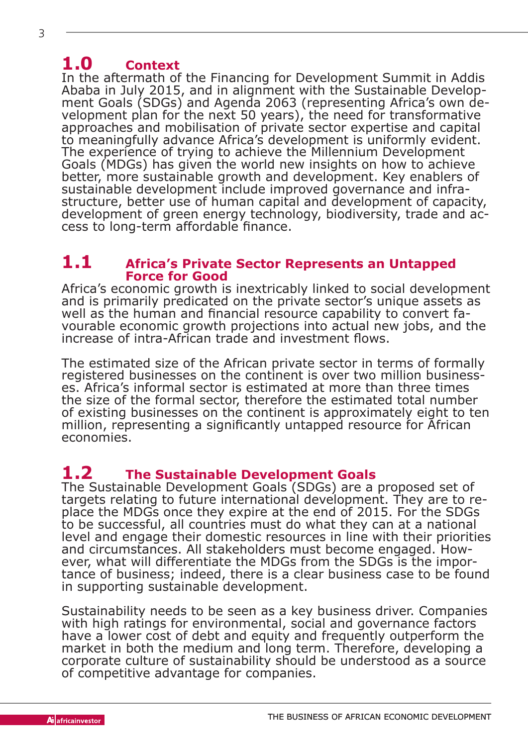## 1.0 Context

In the aftermath of the Financing for Development Summit in Addis Ababa in July 2015, and in alignment with the Sustainable Development Goals (SDGs) and Agenda 2063 (representing Africa's own development plan for the next 50 years), the need for transformative approaches and mobilisation of private sector expertise and capital to meaningfully advance Africa's development is uniformly evident. The experience of trying to achieve the Millennium Development Goals (MDGs) has given the world new insights on how to achieve better, more sustainable growth and development. Key enablers of sustainable development include improved governance and infrastructure, better use of human capital and development of capacity, development of green energy technology, biodiversity, trade and access to long-term affordable finance.

## 1.1 Africa's Private Sector Represents an Untapped Force for Good

Africa's economic growth is inextricably linked to social development and is primarily predicated on the private sector's unique assets as well as the human and financial resource capability to convert favourable economic growth projections into actual new jobs, and the increase of intra-African trade and investment flows.

The estimated size of the African private sector in terms of formally registered businesses on the continent is over two million businesses. Africa's informal sector is estimated at more than three times the size of the formal sector, therefore the estimated total number of existing businesses on the continent is approximately eight to ten million, representing a significantly untapped resource for African economies.

## 1.2 The Sustainable Development Goals

The Sustainable Development Goals (SDGs) are a proposed set of targets relating to future international development. They are to replace the MDGs once they expire at the end of 2015. For the SDGs to be successful, all countries must do what they can at a national level and engage their domestic resources in line with their priorities and circumstances. All stakeholders must become engaged. However, what will differentiate the MDGs from the SDGs is the importance of business; indeed, there is a clear business case to be found in supporting sustainable development.

Sustainability needs to be seen as a key business driver. Companies with high ratings for environmental, social and governance factors have a lower cost of debt and equity and frequently outperform the market in both the medium and long term. Therefore, developing a corporate culture of sustainability should be understood as a source of competitive advantage for companies.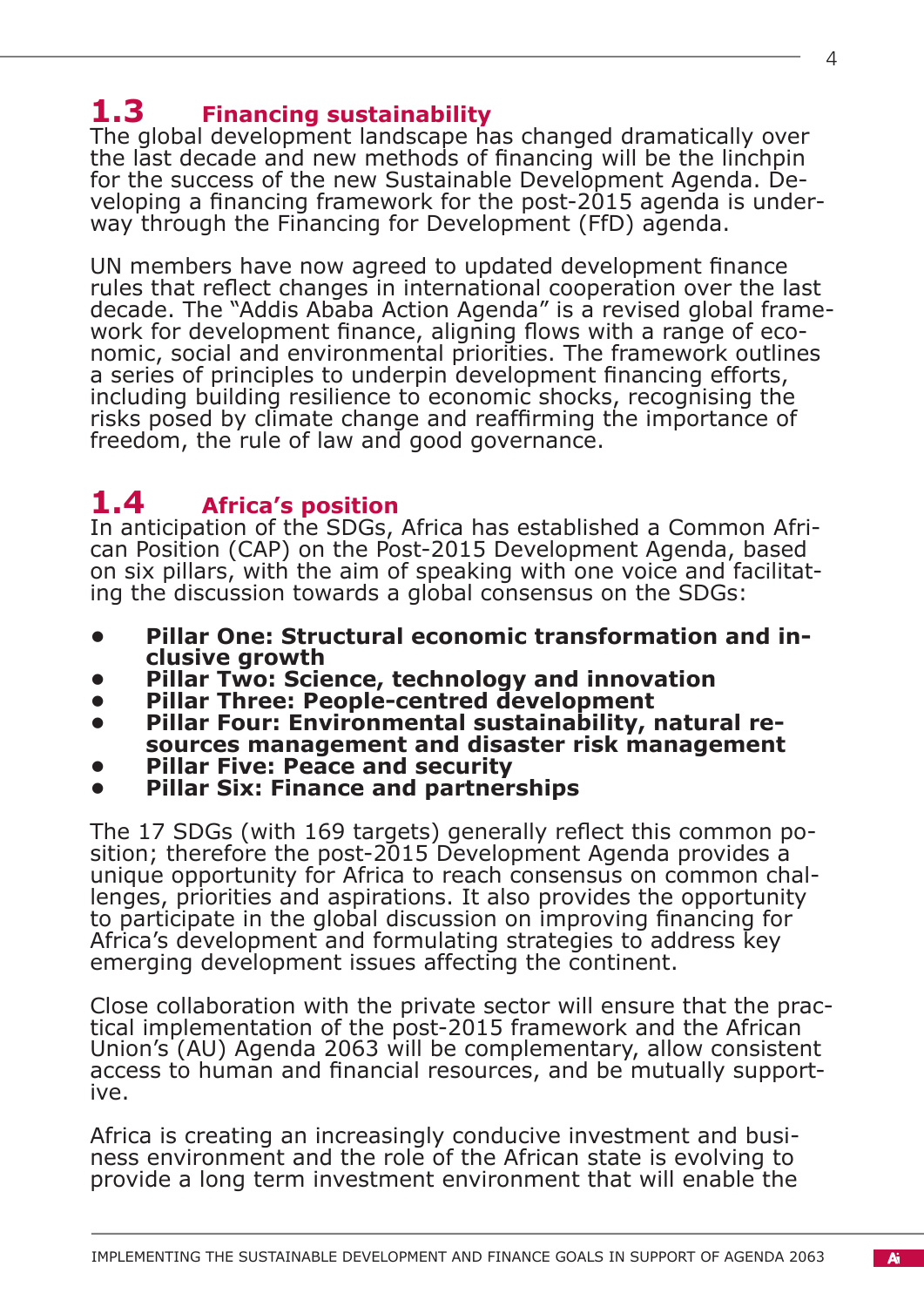## 1.3 Financing sustainability

The global development landscape has changed dramatically over the last decade and new methods of financing will be the linchpin for the success of the new Sustainable Development Agenda. Developing a financing framework for the post-2015 agenda is underway through the Financing for Development (FfD) agenda.

UN members have now agreed to updated development finance rules that reflect changes in international cooperation over the last decade. The "Addis Ababa Action Agenda" is a revised global framework for development finance, aligning flows with a range of economic, social and environmental priorities. The framework outlines a series of principles to underpin development financing efforts, including building resilience to economic shocks, recognising the risks posed by climate change and reaffirming the importance of freedom, the rule of law and good governance.

## 1.4 Africa's position

In anticipation of the SDGs, Africa has established a Common African Position (CAP) on the Post-2015 Development Agenda, based on six pillars, with the aim of speaking with one voice and facilitating the discussion towards a global consensus on the SDGs:

- **Pillar One: Structural economic transformation and inclusive growth**
- **Pillar Two: Science, technology and innovation**
- **Pillar Three: People-centred development**
- **Pillar Four: Environmental sustainability, natural resources management and disaster risk management**
- **Pillar Five: Peace and security**
- **Pillar Six: Finance and partnerships**

The 17 SDGs (with 169 targets) generally reflect this common position; therefore the post-2015 Development Agenda provides a unique opportunity for Africa to reach consensus on common challenges, priorities and aspirations. It also provides the opportunity to participate in the global discussion on improving financing for Africa's development and formulating strategies to address key emerging development issues affecting the continent.

Close collaboration with the private sector will ensure that the practical implementation of the post-2015 framework and the African Union's (AU) Agenda 2063 will be complementary, allow consistent access to human and financial resources, and be mutually supportive.

Africa is creating an increasingly conducive investment and business environment and the role of the African state is evolving to provide a long term investment environment that will enable the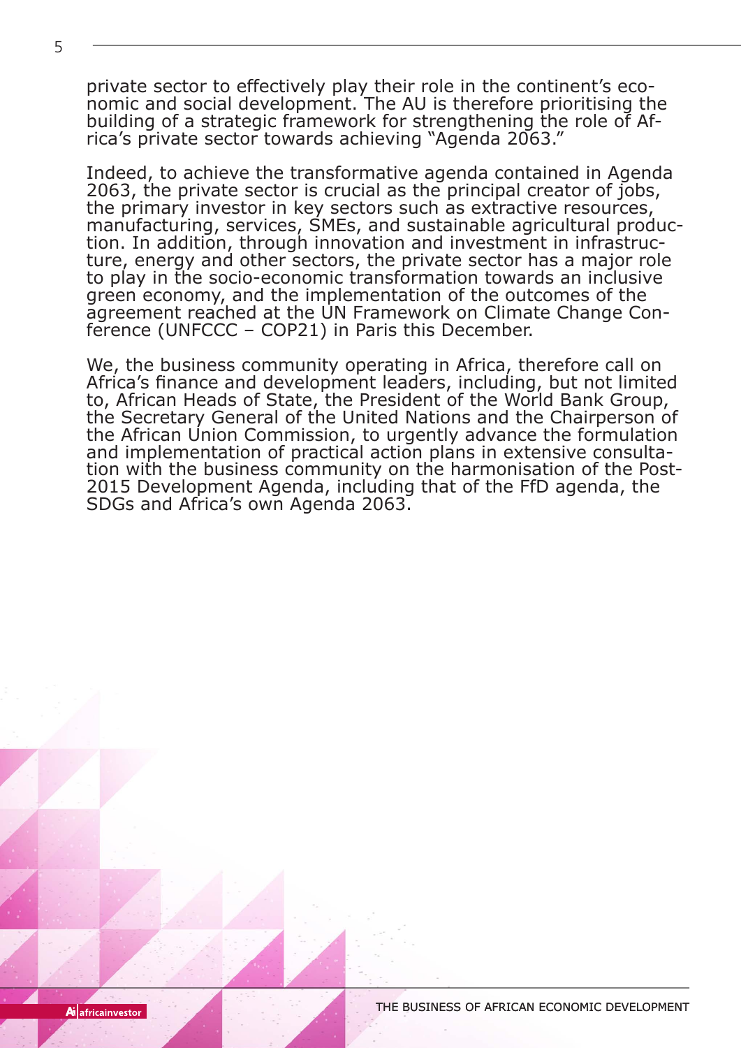private sector to effectively play their role in the continent's economic and social development. The AU is therefore prioritising the building of a strategic framework for strengthening the role of Africa's private sector towards achieving "Agenda 2063."

Indeed, to achieve the transformative agenda contained in Agenda 2063, the private sector is crucial as the principal creator of jobs, the primary investor in key sectors such as extractive resources, manufacturing, services, SMEs, and sustainable agricultural production. In addition, through innovation and investment in infrastructure, energy and other sectors, the private sector has a major role to play in the socio-economic transformation towards an inclusive green economy, and the implementation of the outcomes of the agreement reached at the UN Framework on Climate Change Conference (UNFCCC – COP21) in Paris this December.

We, the business community operating in Africa, therefore call on Africa's finance and development leaders, including, but not limited to, African Heads of State, the President of the World Bank Group, the Secretary General of the United Nations and the Chairperson of the African Union Commission, to urgently advance the formulation and implementation of practical action plans in extensive consultation with the business community on the harmonisation of the Post-2015 Development Agenda, including that of the FfD agenda, the SDGs and Africa's own Agenda 2063.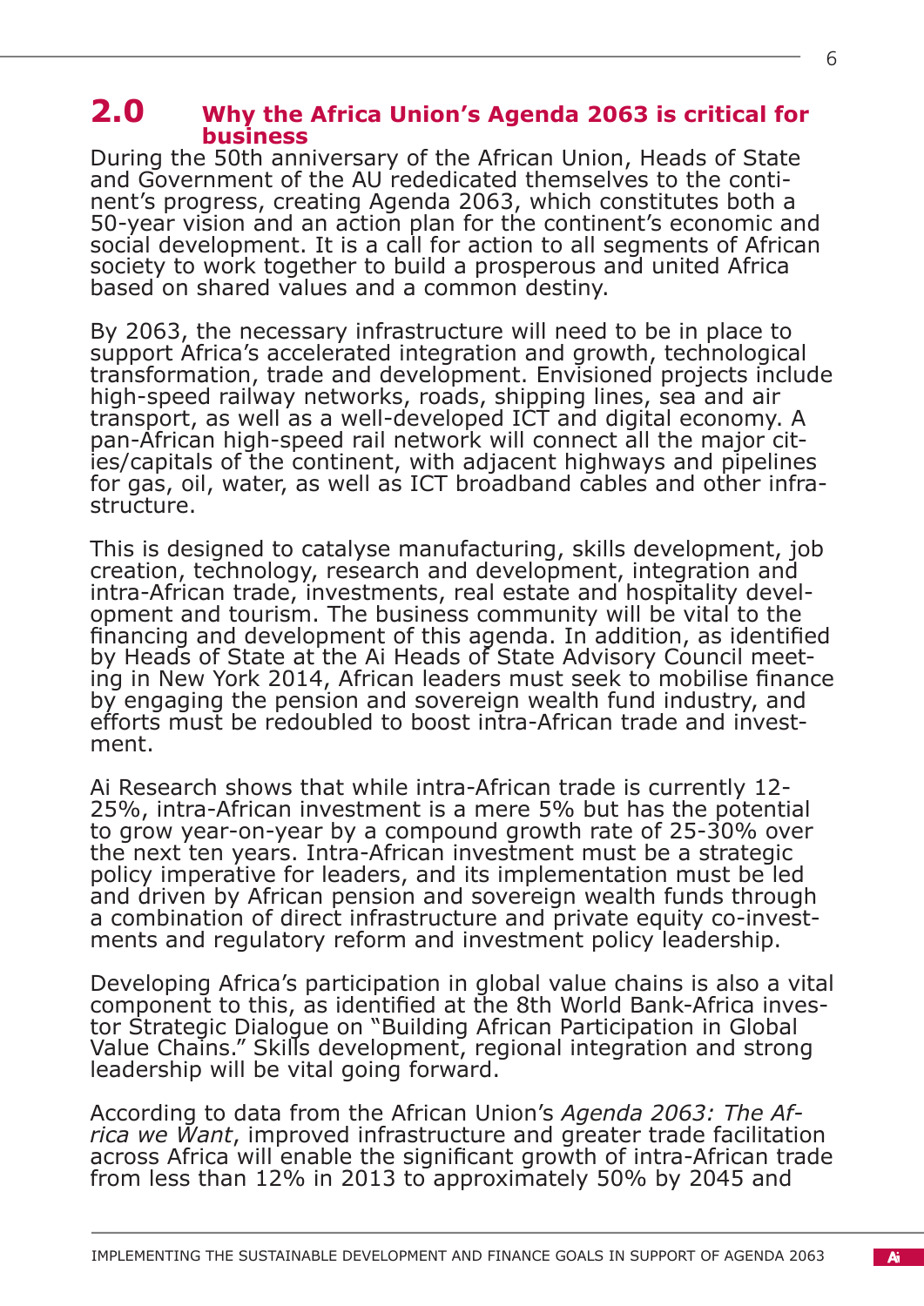## 2.0 Why the Africa Union's Agenda 2063 is critical for business

During the 50th anniversary of the African Union, Heads of State and Government of the AU rededicated themselves to the continent's progress, creating Agenda 2063, which constitutes both a 50-year vision and an action plan for the continent's economic and social development. It is a call for action to all segments of African society to work together to build a prosperous and united Africa based on shared values and a common destiny.

By 2063, the necessary infrastructure will need to be in place to support Africa's accelerated integration and growth, technological transformation, trade and development. Envisioned projects include high-speed railway networks, roads, shipping lines, sea and air transport, as well as a well-developed ICT and digital economy. A pan-African high-speed rail network will connect all the major cities/capitals of the continent, with adjacent highways and pipelines for gas, oil, water, as well as ICT broadband cables and other infrastructure.

This is designed to catalyse manufacturing, skills development, job creation, technology, research and development, integration and intra-African trade, investments, real estate and hospitality development and tourism. The business community will be vital to the financing and development of this agenda. In addition, as identified by Heads of State at the Ai Heads of State Advisory Council meeting in New York 2014, African leaders must seek to mobilise finance by engaging the pension and sovereign wealth fund industry, and efforts must be redoubled to boost intra-African trade and investment.

Ai Research shows that while intra-African trade is currently 12-25%, intra-African investment is a mere 5% but has the potential to grow year-on-year by a compound growth rate of 25-30% over the next ten years. Intra-African investment must be a strategic policy imperative for leaders, and its implementation must be led and driven by African pension and sovereign wealth funds through a combination of direct infrastructure and private equity co-investments and regulatory reform and investment policy leadership.

Developing Africa's participation in global value chains is also a vital component to this, as identified at the 8th World Bank-Africa investor Strategic Dialogue on "Building African Participation in Global Value Chains." Skills development, regional integration and strong leadership will be vital going forward.

According to data from the African Union's *Agenda 2063: The Africa we Want*, improved infrastructure and greater trade facilitation across Africa will enable the significant growth of intra-African trade from less than 12% in 2013 to approximately 50% by 2045 and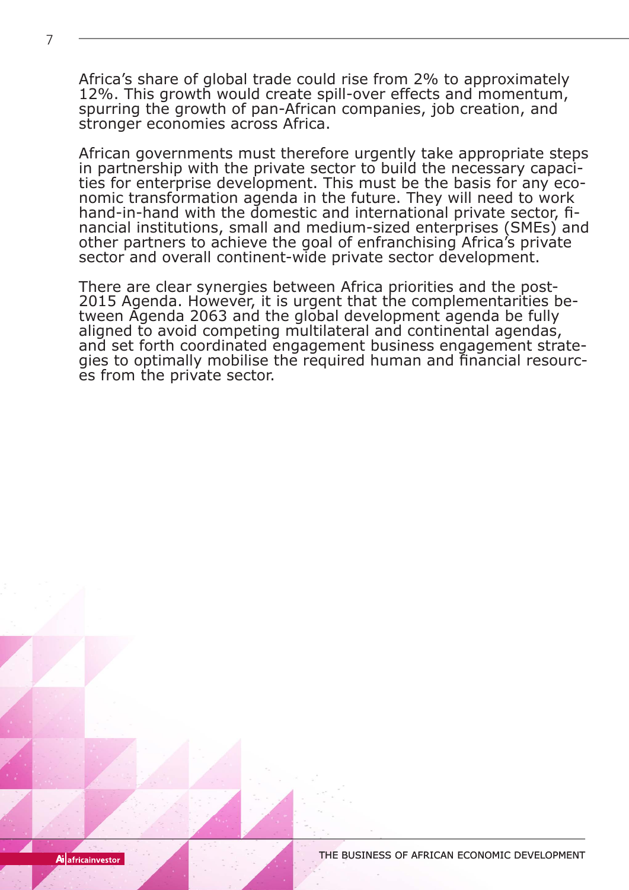Africa's share of global trade could rise from 2% to approximately 12%. This growth would create spill-over effects and momentum, spurring the growth of pan-African companies, job creation, and stronger economies across Africa.

African governments must therefore urgently take appropriate steps in partnership with the private sector to build the necessary capacities for enterprise development. This must be the basis for any economic transformation agenda in the future. They will need to work hand-in-hand with the domestic and international private sector, financial institutions, small and medium-sized enterprises (SMEs) and other partners to achieve the goal of enfranchising Africa's private sector and overall continent-wide private sector development.

There are clear synergies between Africa priorities and the post-2015 Agenda. However, it is urgent that the complementarities between Agenda 2063 and the global development agenda be fully aligned to avoid competing multilateral and continental agendas, and set forth coordinated engagement business engagement strategies to optimally mobilise the required human and financial resources from the private sector.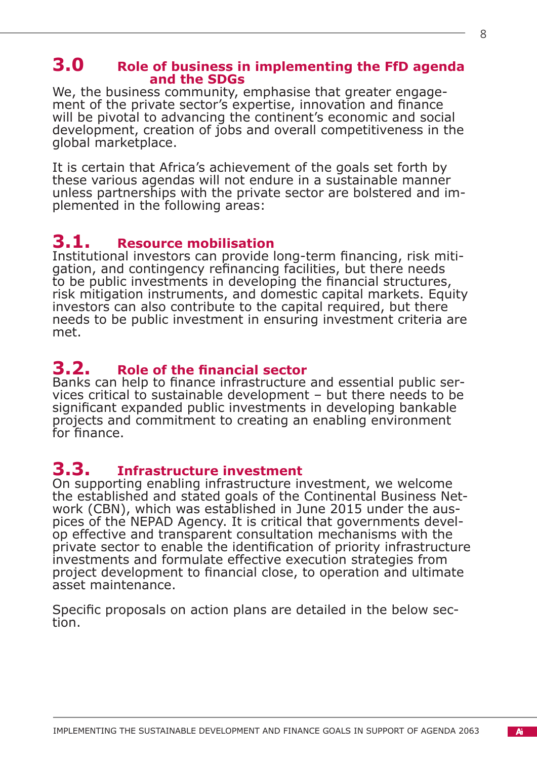## 3.0 Role of business in implementing the FfD agenda and the SDGs

We, the business community, emphasise that greater engagement of the private sector's expertise, innovation and finance will be pivotal to advancing the continent's economic and social development, creation of jobs and overall competitiveness in the global marketplace.

It is certain that Africa's achievement of the goals set forth by these various agendas will not endure in a sustainable manner unless partnerships with the private sector are bolstered and implemented in the following areas:

### 3.1. Resource mobilisation

Institutional investors can provide long-term financing, risk mitigation, and contingency refinancing facilities, but there needs to be public investments in developing the financial structures, risk mitigation instruments, and domestic capital markets. Equity investors can also contribute to the capital required, but there needs to be public investment in ensuring investment criteria are met.

### 3.2. Role of the financial sector

Banks can help to finance infrastructure and essential public services critical to sustainable development – but there needs to be significant expanded public investments in developing bankable projects and commitment to creating an enabling environment for finance.

### 3.3. Infrastructure investment

On supporting enabling infrastructure investment, we welcome the established and stated goals of the Continental Business Network (CBN), which was established in June 2015 under the auspices of the NEPAD Agency. It is critical that governments develop effective and transparent consultation mechanisms with the private sector to enable the identification of priority infrastructure investments and formulate effective execution strategies from project development to financial close, to operation and ultimate asset maintenance.

Specific proposals on action plans are detailed in the below section.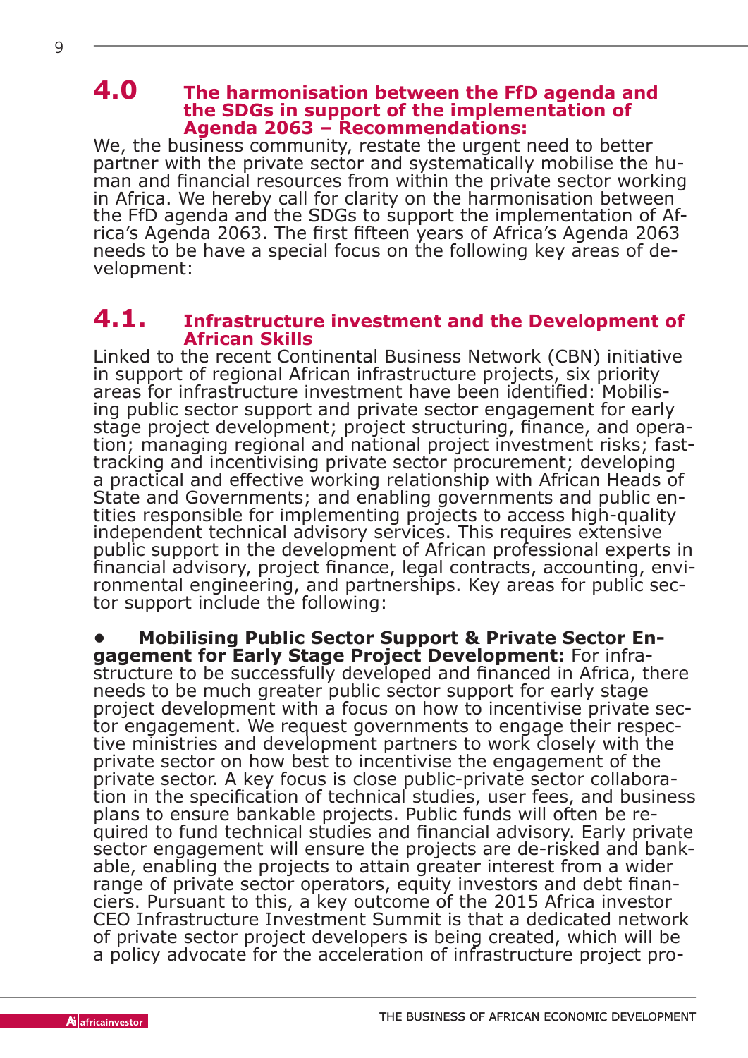## 4.0 The harmonisation between the FfD agenda and the SDGs in support of the implementation of Agenda 2063 – Recommendations:

We, the business community, restate the urgent need to better partner with the private sector and systematically mobilise the human and financial resources from within the private sector working in Africa. We hereby call for clarity on the harmonisation between the FfD agenda and the SDGs to support the implementation of Africa's Agenda 2063. The first fifteen years of Africa's Agenda 2063 needs to be have a special focus on the following key areas of development:

## 4.1. Infrastructure investment and the Development of African Skills

Linked to the recent Continental Business Network (CBN) initiative in support of regional African infrastructure projects, six priority areas for infrastructure investment have been identified: Mobilising public sector support and private sector engagement for early stage project development; project structuring, finance, and operation; managing regional and national project investment risks; fast-tracking and incentivising private sector procurement; developing a practical and effective working relationship with African Heads of State and Governments; and enabling governments and public entities responsible for implementing projects to access high-quality independent technical advisory services. This requires extensive public support in the development of African professional experts in financial advisory, project finance, legal contracts, accounting, environmental engineering, and partnerships. Key areas for public sector support include the following:

- **Mobilising Public Sector Support & Private Sector Engagement for Early Stage Project Development:** For infrastructure to be successfully developed and financed in Africa, there needs to be much greater public sector support for early stage project development with a focus on how to incentivise private sector engagement. We request governments to engage their respective ministries and development partners to work closely with the private sector on how best to incentivise the engagement of the private sector. A key focus is close public-private sector collaboration in the specification of technical studies, user fees, and business plans to ensure bankable projects. Public funds will often be required to fund technical studies and financial advisory. Early private sector engagement will ensure the projects are de-risked and bankable, enabling the projects to attain greater interest from a wider range of private sector operators, equity investors and debt financiers. Pursuant to this, a key outcome of the 2015 Africa investor CEO Infrastructure Investment Summit is that a dedicated network of private sector project developers is being created, which will be a policy advocate for the acceleration of infrastructure project pro-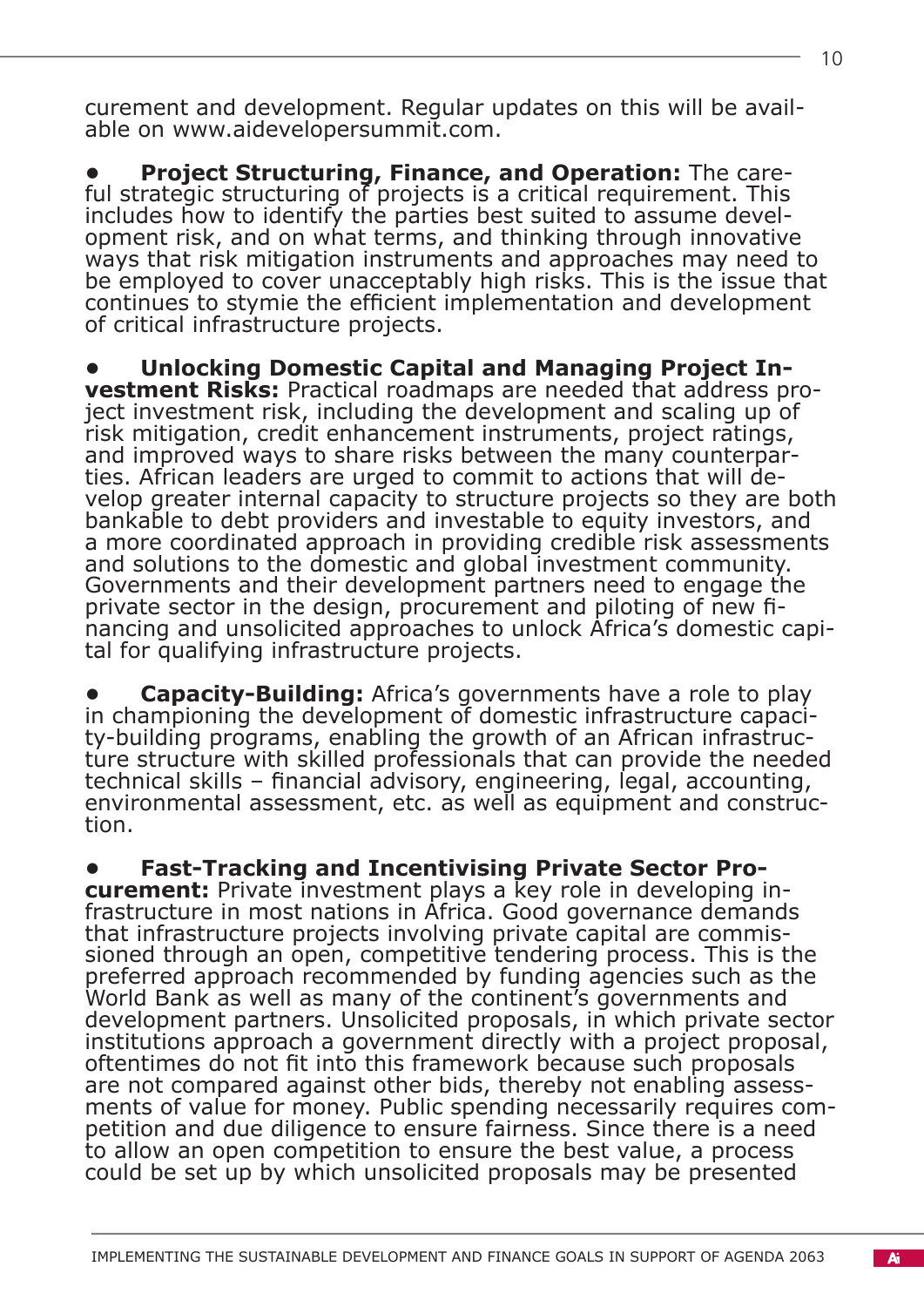curement and development. Regular updates on this will be available on www.aidevelopersummit.com.

- **Project Structuring, Finance, and Operation:** The careful strategic structuring of projects is a critical requirement. This includes how to identify the parties best suited to assume development risk, and on what terms, and thinking through innovative ways that risk mitigation instruments and approaches may need to be employed to cover unacceptably high risks. This is the issue that continues to stymie the efficient implementation and development of critical infrastructure projects.

- **Unlocking Domestic Capital and Managing Project Investment Risks:** Practical roadmaps are needed that address project investment risk, including the development and scaling up of risk mitigation, credit enhancement instruments, project ratings, and improved ways to share risks between the many counterparties. African leaders are urged to commit to actions that will develop greater internal capacity to structure projects so they are both bankable to debt providers and investable to equity investors, and a more coordinated approach in providing credible risk assessments and solutions to the domestic and global investment community. Governments and their development partners need to engage the private sector in the design, procurement and piloting of new financing and unsolicited approaches to unlock Africa's domestic capital for qualifying infrastructure projects.

- **Capacity-Building:** Africa's governments have a role to play in championing the development of domestic infrastructure capacity-building programs, enabling the growth of an African infrastructure structure with skilled professionals that can provide the needed technical skills – financial advisory, engineering, legal, accounting, environmental assessment, etc. as well as equipment and construction.

- **Fast-Tracking and Incentivising Private Sector Procurement:** Private investment plays a key role in developing infrastructure in most nations in Africa. Good governance demands that infrastructure projects involving private capital are commissioned through an open, competitive tendering process. This is the preferred approach recommended by funding agencies such as the World Bank as well as many of the continent's governments and development partners. Unsolicited proposals, in which private sector institutions approach a government directly with a project proposal, oftentimes do not fit into this framework because such proposals are not compared against other bids, thereby not enabling assessments of value for money. Public spending necessarily requires competition and due diligence to ensure fairness. Since there is a need to allow an open competition to ensure the best value, a process could be set up by which unsolicited proposals may be presented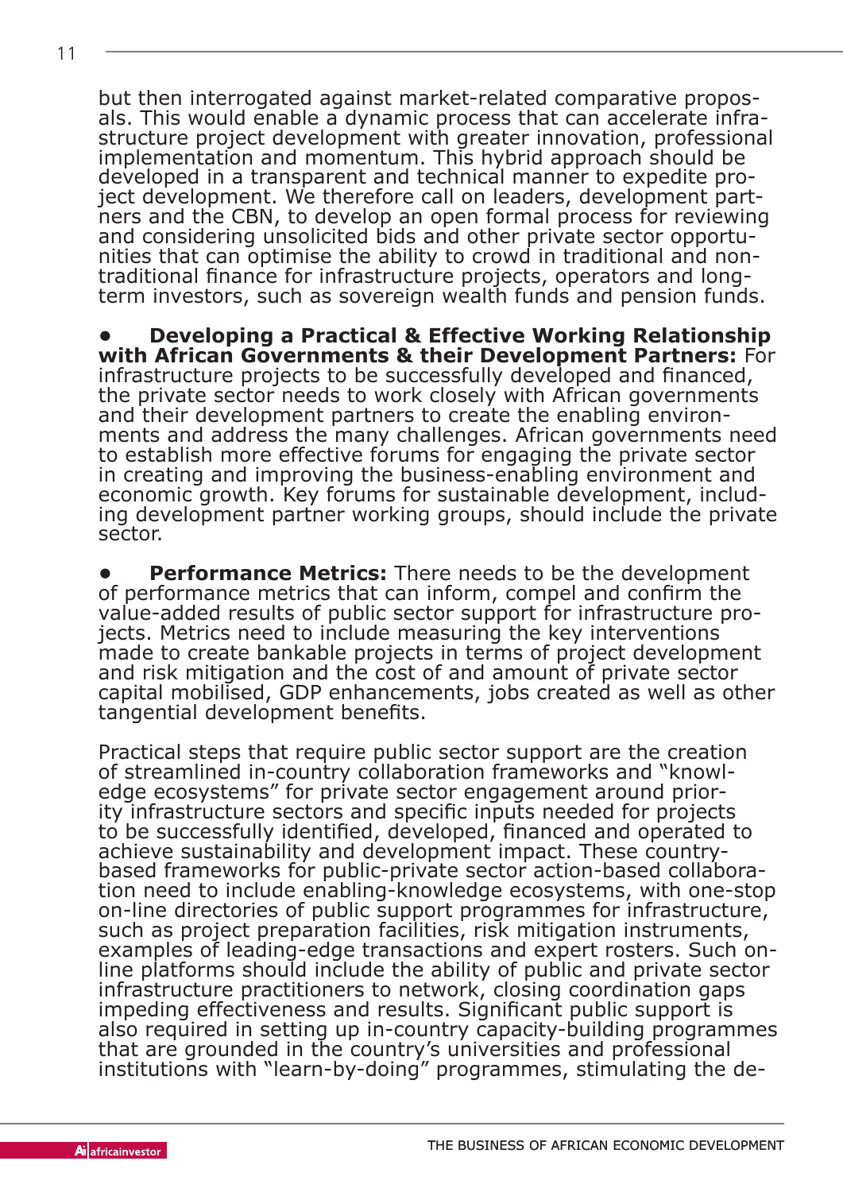but then interrogated against market-related comparative proposals. This would enable a dynamic process that can accelerate infrastructure project development with greater innovation, professional implementation and momentum. This hybrid approach should be developed in a transparent and technical manner to expedite project development. We therefore call on leaders, development partners and the CBN, to develop an open formal process for reviewing and considering unsolicited bids and other private sector opportunities that can optimise the ability to crowd in traditional and non-traditional finance for infrastructure projects, operators and long-term investors, such as sovereign wealth funds and pension funds.

- **Developing a Practical & Effective Working Relationship with African Governments & their Development Partners:** For infrastructure projects to be successfully developed and financed, the private sector needs to work closely with African governments and their development partners to create the enabling environments and address the many challenges. African governments need to establish more effective forums for engaging the private sector in creating and improving the business-enabling environment and economic growth. Key forums for sustainable development, including development partner working groups, should include the private sector.

- **Performance Metrics:** There needs to be the development of performance metrics that can inform, compel and confirm the value-added results of public sector support for infrastructure projects. Metrics need to include measuring the key interventions made to create bankable projects in terms of project development and risk mitigation and the cost of and amount of private sector capital mobilised, GDP enhancements, jobs created as well as other tangential development benefits.

Practical steps that require public sector support are the creation of streamlined in-country collaboration frameworks and "knowledge ecosystems" for private sector engagement around priority infrastructure sectors and specific inputs needed for projects to be successfully identified, developed, financed and operated to achieve sustainability and development impact. These country-based frameworks for public-private sector action-based collaboration need to include enabling-knowledge ecosystems, with one-stop on-line directories of public support programmes for infrastructure, such as project preparation facilities, risk mitigation instruments, examples of leading-edge transactions and expert rosters. Such on-line platforms should include the ability of public and private sector infrastructure practitioners to network, closing coordination gaps impeding effectiveness and results. Significant public support is also required in setting up in-country capacity-building programmes that are grounded in the country's universities and professional institutions with "learn-by-doing" programmes, stimulating the de-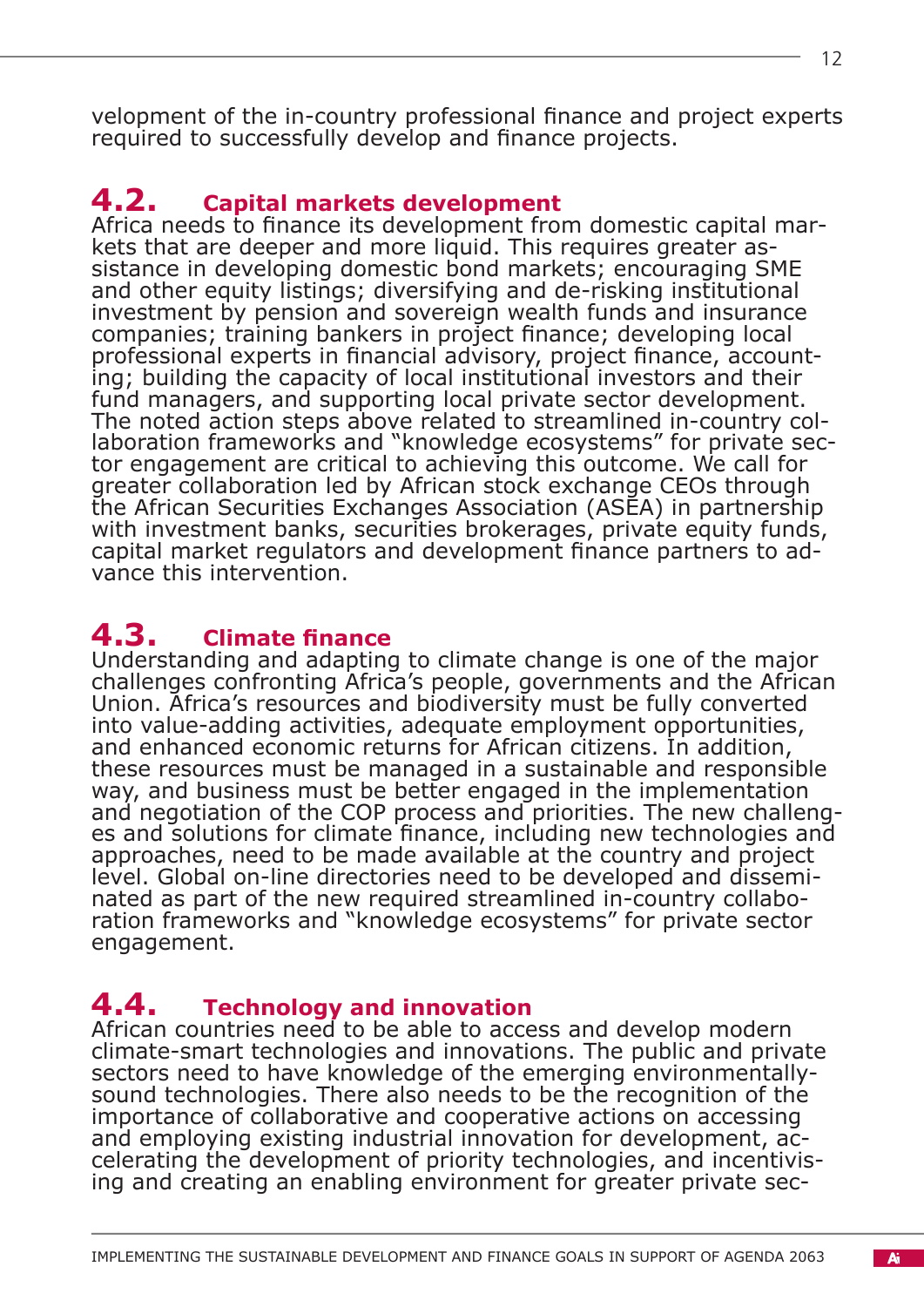velopment of the in-country professional finance and project experts required to successfully develop and finance projects.

## 4.2. Capital markets development

Africa needs to finance its development from domestic capital markets that are deeper and more liquid. This requires greater assistance in developing domestic bond markets; encouraging SME and other equity listings; diversifying and de-risking institutional investment by pension and sovereign wealth funds and insurance companies; training bankers in project finance; developing local professional experts in financial advisory, project finance, accounting; building the capacity of local institutional investors and their fund managers, and supporting local private sector development. The noted action steps above related to streamlined in-country collaboration frameworks and "knowledge ecosystems" for private sector engagement are critical to achieving this outcome. We call for greater collaboration led by African stock exchange CEOs through the African Securities Exchanges Association (ASEA) in partnership with investment banks, securities brokerages, private equity funds, capital market regulators and development finance partners to advance this intervention.

## 4.3. Climate finance

Understanding and adapting to climate change is one of the major challenges confronting Africa's people, governments and the African Union. Africa's resources and biodiversity must be fully converted into value-adding activities, adequate employment opportunities, and enhanced economic returns for African citizens. In addition, these resources must be managed in a sustainable and responsible way, and business must be better engaged in the implementation and negotiation of the COP process and priorities. The new challenges and solutions for climate finance, including new technologies and approaches, need to be made available at the country and project level. Global on-line directories need to be developed and disseminated as part of the new required streamlined in-country collaboration frameworks and "knowledge ecosystems" for private sector engagement.

## 4.4. Technology and innovation

African countries need to be able to access and develop modern climate-smart technologies and innovations. The public and private sectors need to have knowledge of the emerging environmentally-sound technologies. There also needs to be the recognition of the importance of collaborative and cooperative actions on accessing and employing existing industrial innovation for development, accelerating the development of priority technologies, and incentivising and creating an enabling environment for greater private sec-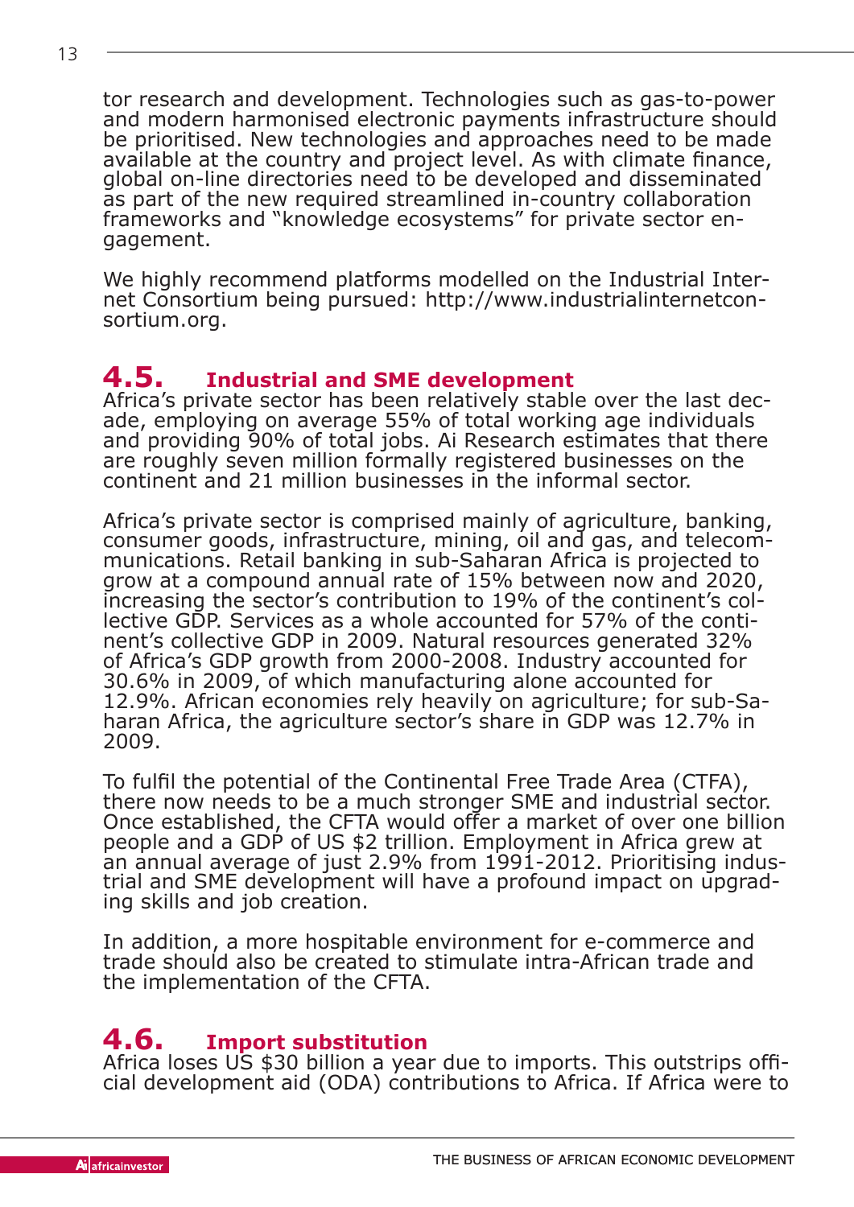tor research and development. Technologies such as gas-to-power and modern harmonised electronic payments infrastructure should be prioritised. New technologies and approaches need to be made available at the country and project level. As with climate finance, global on-line directories need to be developed and disseminated as part of the new required streamlined in-country collaboration frameworks and "knowledge ecosystems" for private sector engagement.

We highly recommend platforms modelled on the Industrial Internet Consortium being pursued: http://www.industrialinternetconsortium.org.

## 4.5. Industrial and SME development

Africa's private sector has been relatively stable over the last decade, employing on average 55% of total working age individuals and providing 90% of total jobs. Ai Research estimates that there are roughly seven million formally registered businesses on the continent and 21 million businesses in the informal sector.

Africa's private sector is comprised mainly of agriculture, banking, consumer goods, infrastructure, mining, oil and gas, and telecommunications. Retail banking in sub-Saharan Africa is projected to grow at a compound annual rate of 15% between now and 2020, increasing the sector's contribution to 19% of the continent's collective GDP. Services as a whole accounted for 57% of the continent's collective GDP in 2009. Natural resources generated 32% of Africa's GDP growth from 2000-2008. Industry accounted for 30.6% in 2009, of which manufacturing alone accounted for 12.9%. African economies rely heavily on agriculture; for sub-Saharan Africa, the agriculture sector's share in GDP was 12.7% in 2009.

To fulfil the potential of the Continental Free Trade Area (CTFA), there now needs to be a much stronger SME and industrial sector. Once established, the CFTA would offer a market of over one billion people and a GDP of US $2 trillion. Employment in Africa grew at an annual average of just 2.9% from 1991-2012. Prioritising industrial and SME development will have a profound impact on upgrading skills and job creation.

In addition, a more hospitable environment for e-commerce and trade should also be created to stimulate intra-African trade and the implementation of the CFTA.

## 4.6. Import substitution

Africa loses US $30 billion a year due to imports. This outstrips official development aid (ODA) contributions to Africa. If Africa were to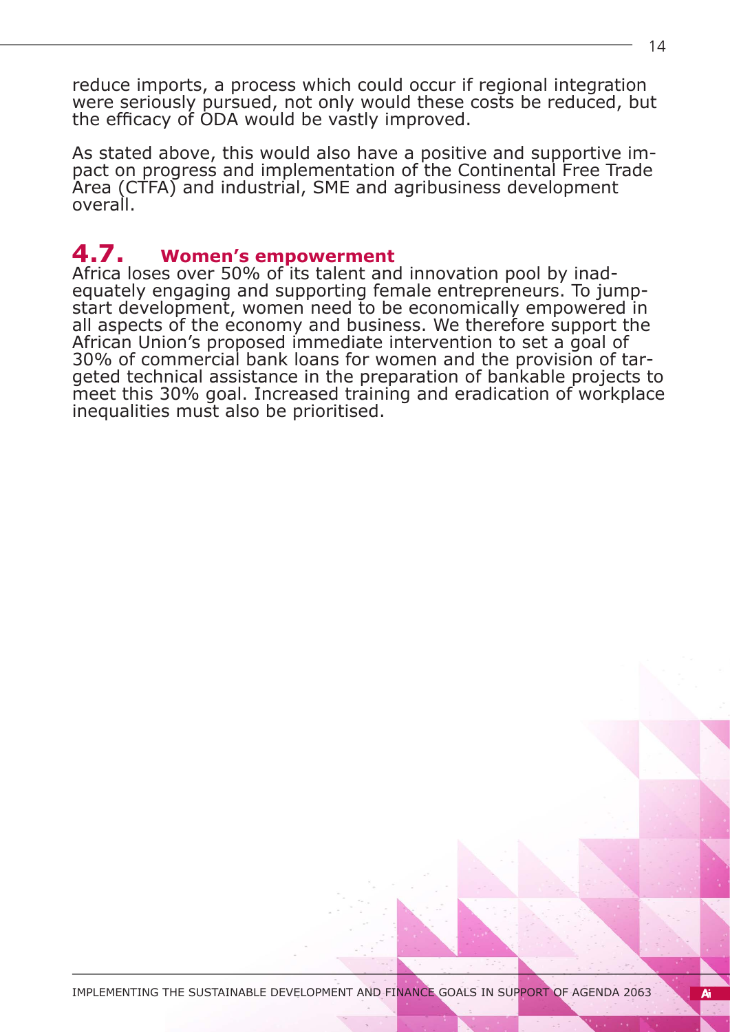reduce imports, a process which could occur if regional integration were seriously pursued, not only would these costs be reduced, but the efficacy of ODA would be vastly improved.

As stated above, this would also have a positive and supportive impact on progress and implementation of the Continental Free Trade Area (CTFA) and industrial, SME and agribusiness development overall.

## 4.7. Women's empowerment

Africa loses over 50% of its talent and innovation pool by inadequately engaging and supporting female entrepreneurs. To jumpstart development, women need to be economically empowered in all aspects of the economy and business. We therefore support the African Union's proposed immediate intervention to set a goal of 30% of commercial bank loans for women and the provision of targeted technical assistance in the preparation of bankable projects to meet this 30% goal. Increased training and eradication of workplace inequalities must also be prioritised.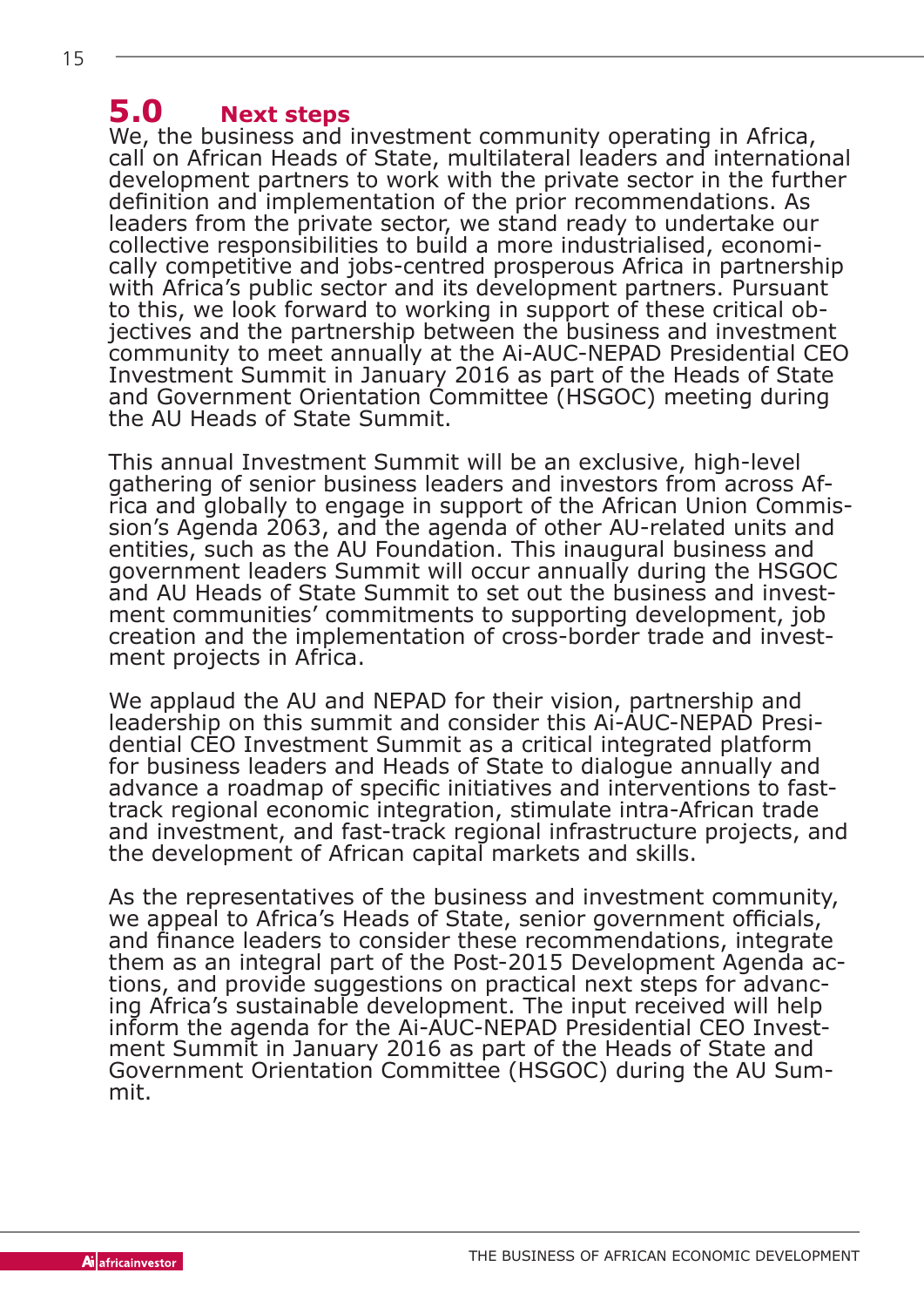## 5.0 Next steps

We, the business and investment community operating in Africa, call on African Heads of State, multilateral leaders and international development partners to work with the private sector in the further definition and implementation of the prior recommendations. As leaders from the private sector, we stand ready to undertake our collective responsibilities to build a more industrialised, economically competitive and jobs-centred prosperous Africa in partnership with Africa's public sector and its development partners. Pursuant to this, we look forward to working in support of these critical objectives and the partnership between the business and investment community to meet annually at the Ai-AUC-NEPAD Presidential CEO Investment Summit in January 2016 as part of the Heads of State and Government Orientation Committee (HSGOC) meeting during the AU Heads of State Summit.

This annual Investment Summit will be an exclusive, high-level gathering of senior business leaders and investors from across Africa and globally to engage in support of the African Union Commission's Agenda 2063, and the agenda of other AU-related units and entities, such as the AU Foundation. This inaugural business and government leaders Summit will occur annually during the HSGOC and AU Heads of State Summit to set out the business and investment communities' commitments to supporting development, job creation and the implementation of cross-border trade and investment projects in Africa.

We applaud the AU and NEPAD for their vision, partnership and leadership on this summit and consider this Ai-AUC-NEPAD Presidential CEO Investment Summit as a critical integrated platform for business leaders and Heads of State to dialogue annually and advance a roadmap of specific initiatives and interventions to fast-track regional economic integration, stimulate intra-African trade and investment, and fast-track regional infrastructure projects, and the development of African capital markets and skills.

As the representatives of the business and investment community, we appeal to Africa's Heads of State, senior government officials, and finance leaders to consider these recommendations, integrate them as an integral part of the Post-2015 Development Agenda actions, and provide suggestions on practical next steps for advancing Africa's sustainable development. The input received will help inform the agenda for the Ai-AUC-NEPAD Presidential CEO Investment Summit in January 2016 as part of the Heads of State and Government Orientation Committee (HSGOC) during the AU Summit.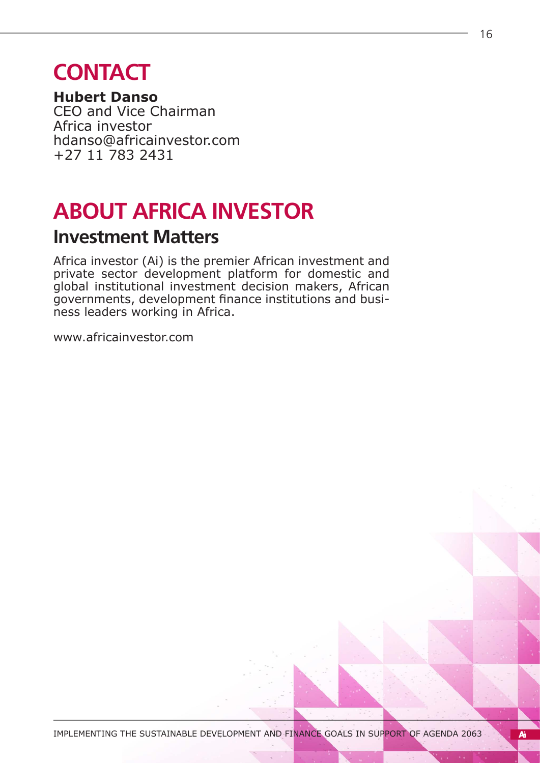# CONTACT

**Hubert Danso**
CEO and Vice Chairman
Africa investor
hdanso@africainvestor.com
+27 11 783 2431

# ABOUT AFRICA INVESTOR

## Investment Matters

Africa investor (Ai) is the premier African investment and private sector development platform for domestic and global institutional investment decision makers, African governments, development finance institutions and business leaders working in Africa.

www.africainvestor.com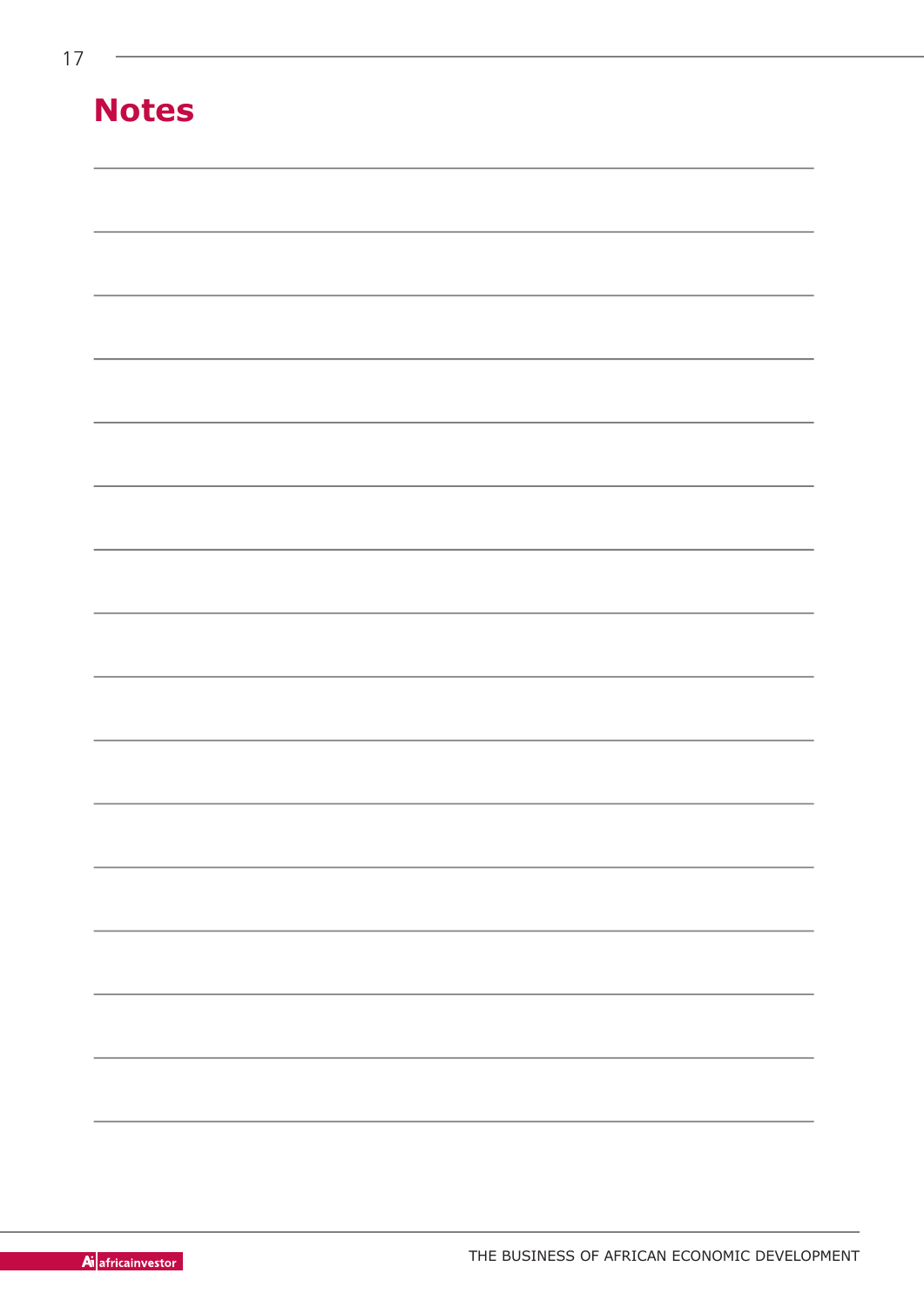# Notes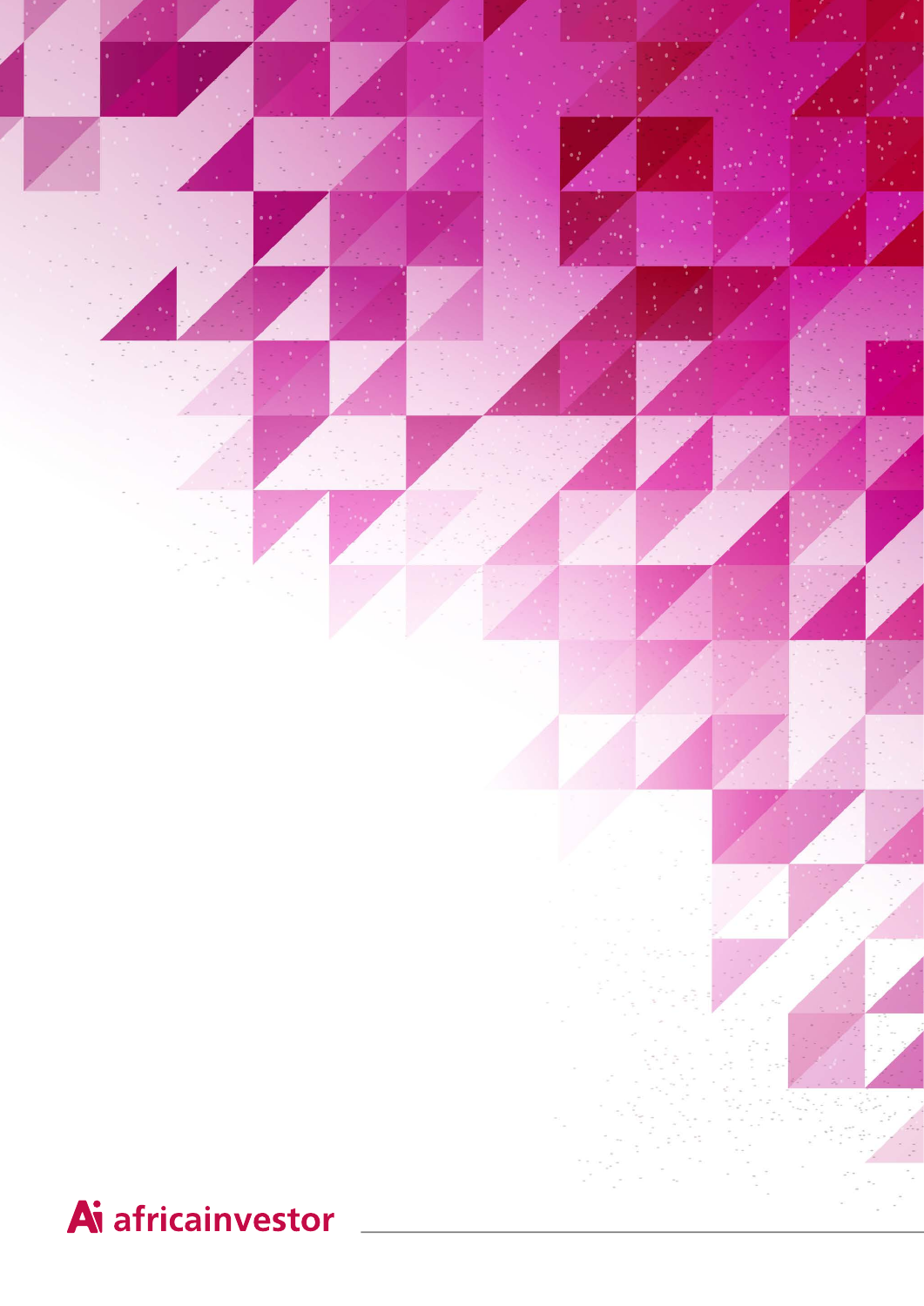africainvestor